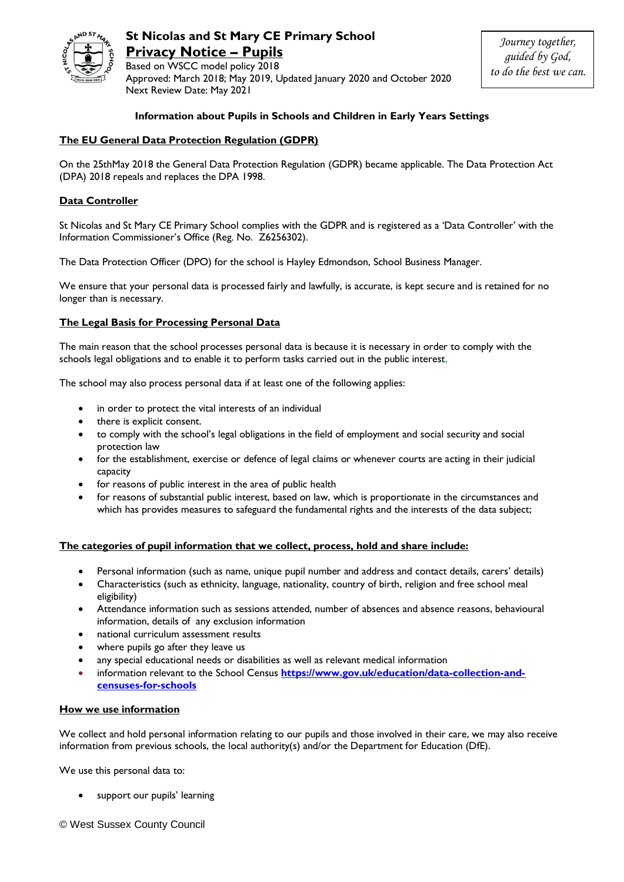# St Nicolas and St Mary CE Primary School

## Privacy Notice – Pupils

Based on WSCC model policy 2018
Approved: March 2018; May 2019, Updated January 2020 and October 2020
Next Review Date: May 2021

*Journey together, guided by God, to do the best we can.*

**Information about Pupils in Schools and Children in Early Years Settings**

### The EU General Data Protection Regulation (GDPR)

On the 25thMay 2018 the General Data Protection Regulation (GDPR) became applicable. The Data Protection Act (DPA) 2018 repeals and replaces the DPA 1998.

### Data Controller

St Nicolas and St Mary CE Primary School complies with the GDPR and is registered as a 'Data Controller' with the Information Commissioner's Office (Reg. No. Z6256302).

The Data Protection Officer (DPO) for the school is Hayley Edmondson, School Business Manager.

We ensure that your personal data is processed fairly and lawfully, is accurate, is kept secure and is retained for no longer than is necessary.

### The Legal Basis for Processing Personal Data

The main reason that the school processes personal data is because it is necessary in order to comply with the schools legal obligations and to enable it to perform tasks carried out in the public interest,

The school may also process personal data if at least one of the following applies:

- in order to protect the vital interests of an individual
- there is explicit consent.
- to comply with the school's legal obligations in the field of employment and social security and social protection law
- for the establishment, exercise or defence of legal claims or whenever courts are acting in their judicial capacity
- for reasons of public interest in the area of public health
- for reasons of substantial public interest, based on law, which is proportionate in the circumstances and which has provides measures to safeguard the fundamental rights and the interests of the data subject;

### The categories of pupil information that we collect, process, hold and share include:

- Personal information (such as name, unique pupil number and address and contact details, carers' details)
- Characteristics (such as ethnicity, language, nationality, country of birth, religion and free school meal eligibility)
- Attendance information such as sessions attended, number of absences and absence reasons, behavioural information, details of any exclusion information
- national curriculum assessment results
- where pupils go after they leave us
- any special educational needs or disabilities as well as relevant medical information
- information relevant to the School Census **https://www.gov.uk/education/data-collection-and-censuses-for-schools**

### How we use information

We collect and hold personal information relating to our pupils and those involved in their care, we may also receive information from previous schools, the local authority(s) and/or the Department for Education (DfE).

We use this personal data to:

- support our pupils' learning

© West Sussex County Council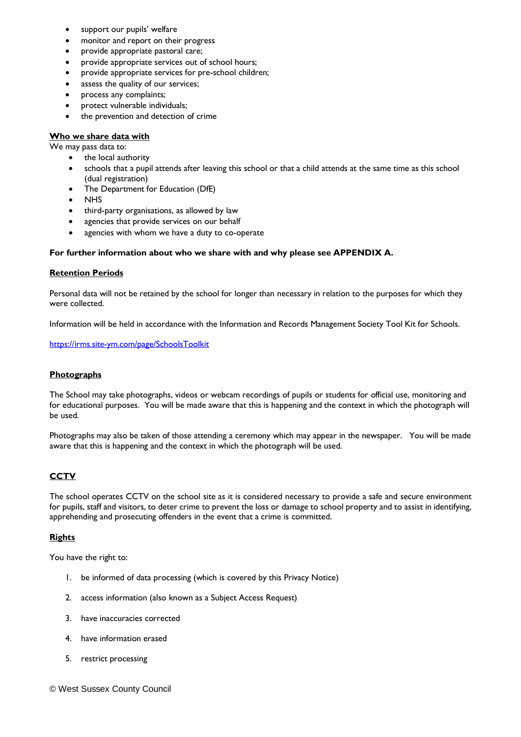- support our pupils' welfare
- monitor and report on their progress
- provide appropriate pastoral care;
- provide appropriate services out of school hours;
- provide appropriate services for pre-school children;
- assess the quality of our services;
- process any complaints;
- protect vulnerable individuals;
- the prevention and detection of crime

**Who we share data with**

We may pass data to:

- the local authority
- schools that a pupil attends after leaving this school or that a child attends at the same time as this school (dual registration)
- The Department for Education (DfE)
- NHS
- third-party organisations, as allowed by law
- agencies that provide services on our behalf
- agencies with whom we have a duty to co-operate

**For further information about who we share with and why please see APPENDIX A.**

**Retention Periods**

Personal data will not be retained by the school for longer than necessary in relation to the purposes for which they were collected.

Information will be held in accordance with the Information and Records Management Society Tool Kit for Schools.

https://irms.site-ym.com/page/SchoolsToolkit

**Photographs**

The School may take photographs, videos or webcam recordings of pupils or students for official use, monitoring and for educational purposes. You will be made aware that this is happening and the context in which the photograph will be used.

Photographs may also be taken of those attending a ceremony which may appear in the newspaper. You will be made aware that this is happening and the context in which the photograph will be used.

**CCTV**

The school operates CCTV on the school site as it is considered necessary to provide a safe and secure environment for pupils, staff and visitors, to deter crime to prevent the loss or damage to school property and to assist in identifying, apprehending and prosecuting offenders in the event that a crime is committed.

**Rights**

You have the right to:

1. be informed of data processing (which is covered by this Privacy Notice)
2. access information (also known as a Subject Access Request)
3. have inaccuracies corrected
4. have information erased
5. restrict processing

© West Sussex County Council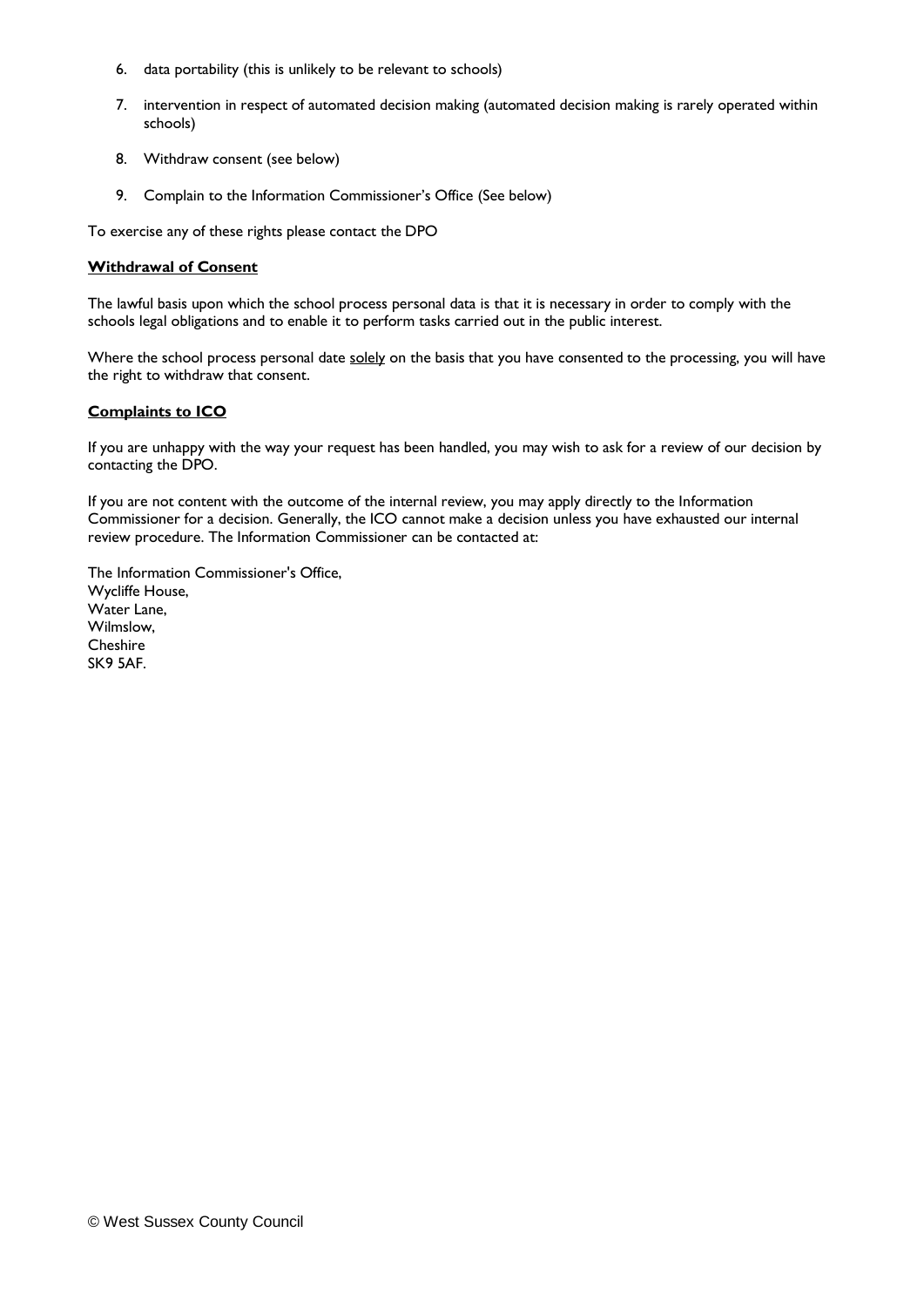6. data portability (this is unlikely to be relevant to schools)

7. intervention in respect of automated decision making (automated decision making is rarely operated within schools)

8. Withdraw consent (see below)

9. Complain to the Information Commissioner's Office (See below)

To exercise any of these rights please contact the DPO

**Withdrawal of Consent**

The lawful basis upon which the school process personal data is that it is necessary in order to comply with the schools legal obligations and to enable it to perform tasks carried out in the public interest.

Where the school process personal date solely on the basis that you have consented to the processing, you will have the right to withdraw that consent.

**Complaints to ICO**

If you are unhappy with the way your request has been handled, you may wish to ask for a review of our decision by contacting the DPO.

If you are not content with the outcome of the internal review, you may apply directly to the Information Commissioner for a decision. Generally, the ICO cannot make a decision unless you have exhausted our internal review procedure. The Information Commissioner can be contacted at:

The Information Commissioner's Office,
Wycliffe House,
Water Lane,
Wilmslow,
Cheshire
SK9 5AF.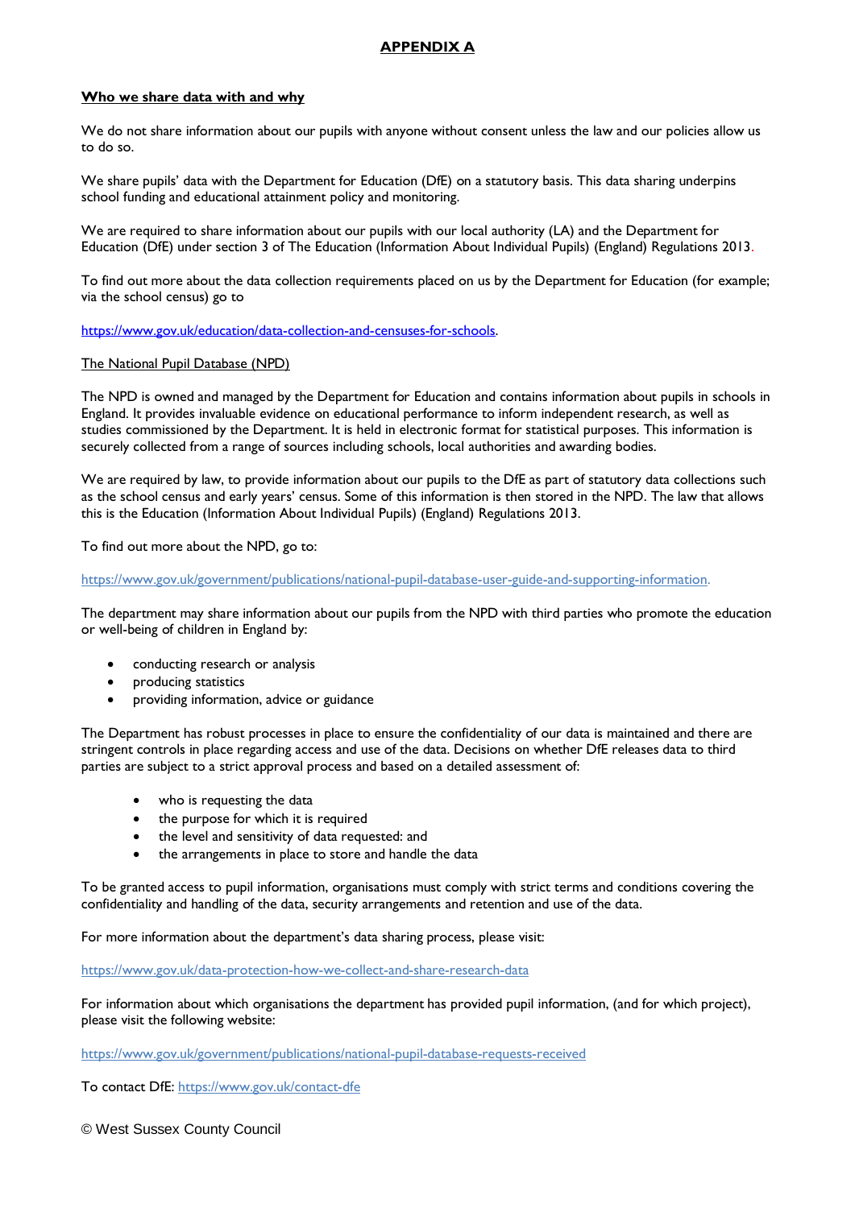# APPENDIX A

**Who we share data with and why**

We do not share information about our pupils with anyone without consent unless the law and our policies allow us to do so.

We share pupils' data with the Department for Education (DfE) on a statutory basis. This data sharing underpins school funding and educational attainment policy and monitoring.

We are required to share information about our pupils with our local authority (LA) and the Department for Education (DfE) under section 3 of The Education (Information About Individual Pupils) (England) Regulations 2013.

To find out more about the data collection requirements placed on us by the Department for Education (for example; via the school census) go to

https://www.gov.uk/education/data-collection-and-censuses-for-schools.

The National Pupil Database (NPD)

The NPD is owned and managed by the Department for Education and contains information about pupils in schools in England. It provides invaluable evidence on educational performance to inform independent research, as well as studies commissioned by the Department. It is held in electronic format for statistical purposes. This information is securely collected from a range of sources including schools, local authorities and awarding bodies.

We are required by law, to provide information about our pupils to the DfE as part of statutory data collections such as the school census and early years' census. Some of this information is then stored in the NPD. The law that allows this is the Education (Information About Individual Pupils) (England) Regulations 2013.

To find out more about the NPD, go to:

https://www.gov.uk/government/publications/national-pupil-database-user-guide-and-supporting-information.

The department may share information about our pupils from the NPD with third parties who promote the education or well-being of children in England by:

- conducting research or analysis
- producing statistics
- providing information, advice or guidance

The Department has robust processes in place to ensure the confidentiality of our data is maintained and there are stringent controls in place regarding access and use of the data. Decisions on whether DfE releases data to third parties are subject to a strict approval process and based on a detailed assessment of:

- who is requesting the data
- the purpose for which it is required
- the level and sensitivity of data requested: and
- the arrangements in place to store and handle the data

To be granted access to pupil information, organisations must comply with strict terms and conditions covering the confidentiality and handling of the data, security arrangements and retention and use of the data.

For more information about the department's data sharing process, please visit:

https://www.gov.uk/data-protection-how-we-collect-and-share-research-data

For information about which organisations the department has provided pupil information, (and for which project), please visit the following website:

https://www.gov.uk/government/publications/national-pupil-database-requests-received

To contact DfE: https://www.gov.uk/contact-dfe

© West Sussex County Council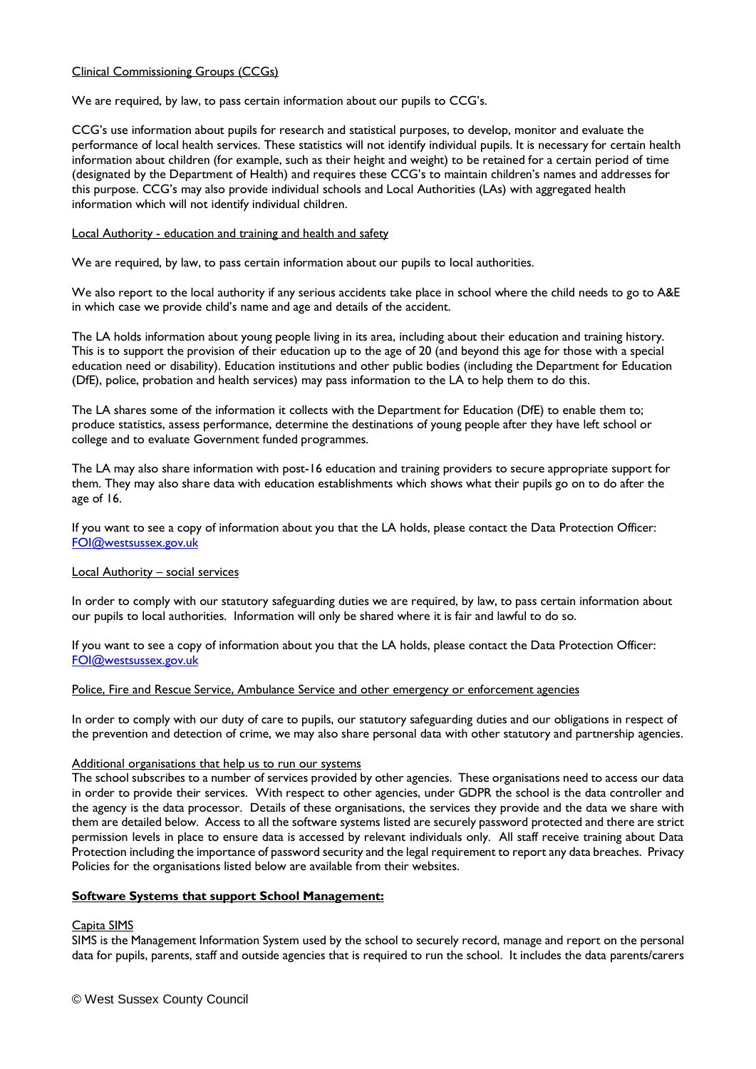Clinical Commissioning Groups (CCGs)

We are required, by law, to pass certain information about our pupils to CCG's.

CCG's use information about pupils for research and statistical purposes, to develop, monitor and evaluate the performance of local health services. These statistics will not identify individual pupils. It is necessary for certain health information about children (for example, such as their height and weight) to be retained for a certain period of time (designated by the Department of Health) and requires these CCG's to maintain children's names and addresses for this purpose. CCG's may also provide individual schools and Local Authorities (LAs) with aggregated health information which will not identify individual children.

Local Authority - education and training and health and safety

We are required, by law, to pass certain information about our pupils to local authorities.

We also report to the local authority if any serious accidents take place in school where the child needs to go to A&E in which case we provide child's name and age and details of the accident.

The LA holds information about young people living in its area, including about their education and training history. This is to support the provision of their education up to the age of 20 (and beyond this age for those with a special education need or disability). Education institutions and other public bodies (including the Department for Education (DfE), police, probation and health services) may pass information to the LA to help them to do this.

The LA shares some of the information it collects with the Department for Education (DfE) to enable them to; produce statistics, assess performance, determine the destinations of young people after they have left school or college and to evaluate Government funded programmes.

The LA may also share information with post-16 education and training providers to secure appropriate support for them. They may also share data with education establishments which shows what their pupils go on to do after the age of 16.

If you want to see a copy of information about you that the LA holds, please contact the Data Protection Officer: FOI@westsussex.gov.uk

Local Authority – social services

In order to comply with our statutory safeguarding duties we are required, by law, to pass certain information about our pupils to local authorities. Information will only be shared where it is fair and lawful to do so.

If you want to see a copy of information about you that the LA holds, please contact the Data Protection Officer: FOI@westsussex.gov.uk

Police, Fire and Rescue Service, Ambulance Service and other emergency or enforcement agencies

In order to comply with our duty of care to pupils, our statutory safeguarding duties and our obligations in respect of the prevention and detection of crime, we may also share personal data with other statutory and partnership agencies.

Additional organisations that help us to run our systems

The school subscribes to a number of services provided by other agencies. These organisations need to access our data in order to provide their services. With respect to other agencies, under GDPR the school is the data controller and the agency is the data processor. Details of these organisations, the services they provide and the data we share with them are detailed below. Access to all the software systems listed are securely password protected and there are strict permission levels in place to ensure data is accessed by relevant individuals only. All staff receive training about Data Protection including the importance of password security and the legal requirement to report any data breaches. Privacy Policies for the organisations listed below are available from their websites.

**Software Systems that support School Management:**

Capita SIMS

SIMS is the Management Information System used by the school to securely record, manage and report on the personal data for pupils, parents, staff and outside agencies that is required to run the school. It includes the data parents/carers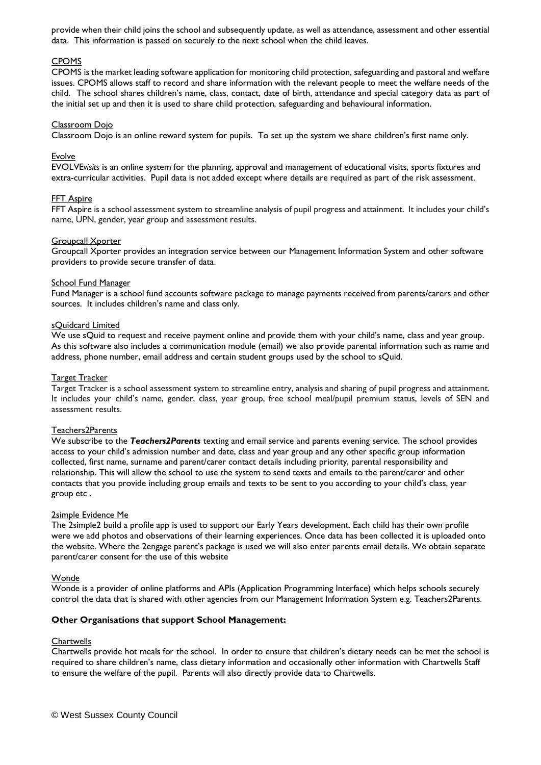provide when their child joins the school and subsequently update, as well as attendance, assessment and other essential data. This information is passed on securely to the next school when the child leaves.

CPOMS

CPOMS is the market leading software application for monitoring child protection, safeguarding and pastoral and welfare issues. CPOMS allows staff to record and share information with the relevant people to meet the welfare needs of the child. The school shares children's name, class, contact, date of birth, attendance and special category data as part of the initial set up and then it is used to share child protection, safeguarding and behavioural information.

Classroom Dojo

Classroom Dojo is an online reward system for pupils. To set up the system we share children's first name only.

Evolve

EVOLVE*visits* is an online system for the planning, approval and management of educational visits, sports fixtures and extra-curricular activities. Pupil data is not added except where details are required as part of the risk assessment.

FFT Aspire

FFT Aspire is a school assessment system to streamline analysis of pupil progress and attainment. It includes your child's name, UPN, gender, year group and assessment results.

Groupcall Xporter

Groupcall Xporter provides an integration service between our Management Information System and other software providers to provide secure transfer of data.

School Fund Manager

Fund Manager is a school fund accounts software package to manage payments received from parents/carers and other sources. It includes children's name and class only.

sQuidcard Limited

We use sQuid to request and receive payment online and provide them with your child's name, class and year group. As this software also includes a communication module (email) we also provide parental information such as name and address, phone number, email address and certain student groups used by the school to sQuid.

Target Tracker

Target Tracker is a school assessment system to streamline entry, analysis and sharing of pupil progress and attainment. It includes your child's name, gender, class, year group, free school meal/pupil premium status, levels of SEN and assessment results.

Teachers2Parents

We subscribe to the ***Teachers2Parents*** texting and email service and parents evening service. The school provides access to your child's admission number and date, class and year group and any other specific group information collected, first name, surname and parent/carer contact details including priority, parental responsibility and relationship. This will allow the school to use the system to send texts and emails to the parent/carer and other contacts that you provide including group emails and texts to be sent to you according to your child's class, year group etc .

2simple Evidence Me

The 2simple2 build a profile app is used to support our Early Years development. Each child has their own profile were we add photos and observations of their learning experiences. Once data has been collected it is uploaded onto the website. Where the 2engage parent's package is used we will also enter parents email details. We obtain separate parent/carer consent for the use of this website

Wonde

Wonde is a provider of online platforms and APIs (Application Programming Interface) which helps schools securely control the data that is shared with other agencies from our Management Information System e.g. Teachers2Parents.

**Other Organisations that support School Management:**

Chartwells

Chartwells provide hot meals for the school. In order to ensure that children's dietary needs can be met the school is required to share children's name, class dietary information and occasionally other information with Chartwells Staff to ensure the welfare of the pupil. Parents will also directly provide data to Chartwells.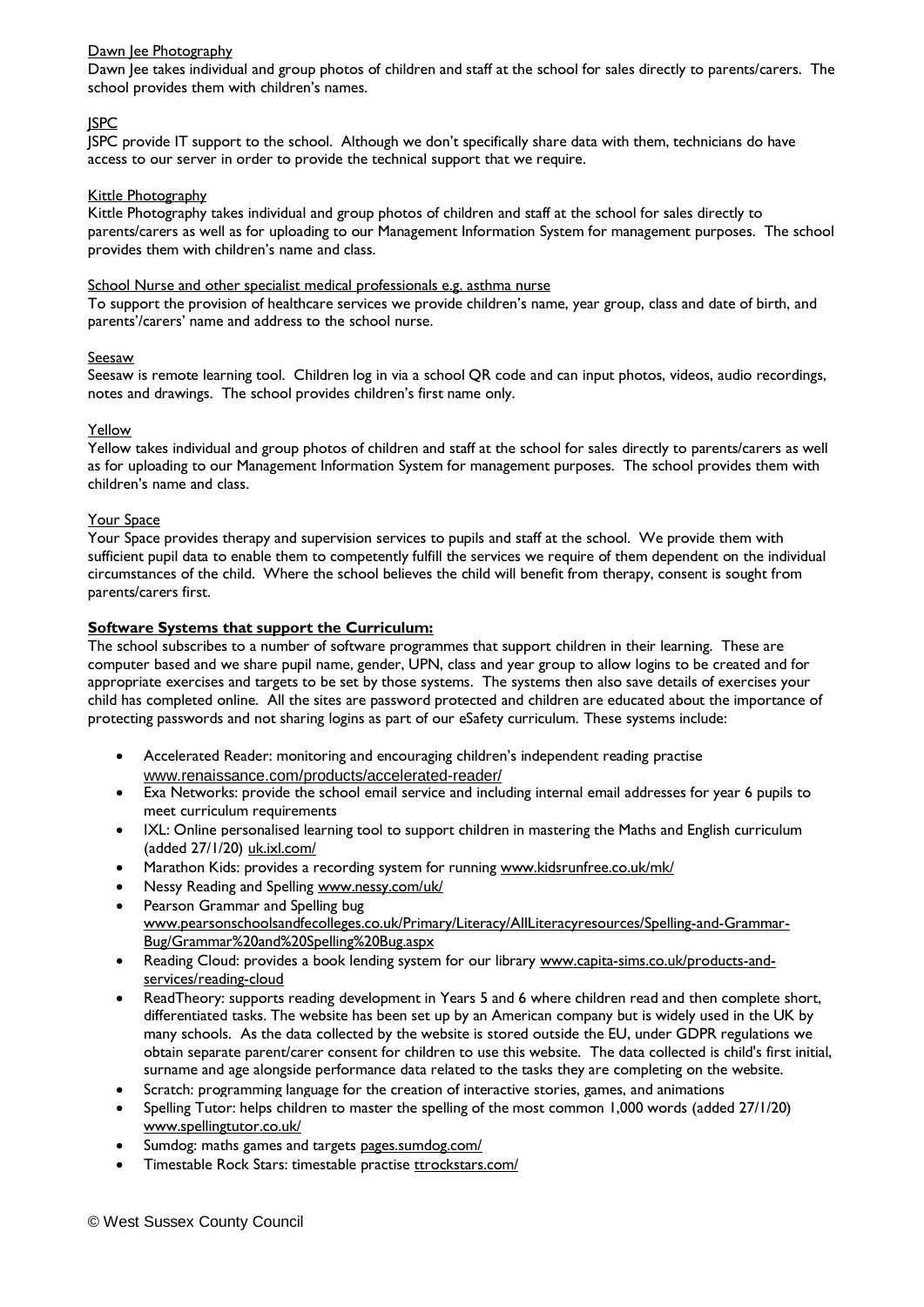Dawn Jee Photography

Dawn Jee takes individual and group photos of children and staff at the school for sales directly to parents/carers. The school provides them with children's names.

JSPC

JSPC provide IT support to the school. Although we don't specifically share data with them, technicians do have access to our server in order to provide the technical support that we require.

Kittle Photography

Kittle Photography takes individual and group photos of children and staff at the school for sales directly to parents/carers as well as for uploading to our Management Information System for management purposes. The school provides them with children's name and class.

School Nurse and other specialist medical professionals e.g. asthma nurse

To support the provision of healthcare services we provide children's name, year group, class and date of birth, and parents'/carers' name and address to the school nurse.

Seesaw

Seesaw is remote learning tool. Children log in via a school QR code and can input photos, videos, audio recordings, notes and drawings. The school provides children's first name only.

Yellow

Yellow takes individual and group photos of children and staff at the school for sales directly to parents/carers as well as for uploading to our Management Information System for management purposes. The school provides them with children's name and class.

Your Space

Your Space provides therapy and supervision services to pupils and staff at the school. We provide them with sufficient pupil data to enable them to competently fulfill the services we require of them dependent on the individual circumstances of the child. Where the school believes the child will benefit from therapy, consent is sought from parents/carers first.

**Software Systems that support the Curriculum:**

The school subscribes to a number of software programmes that support children in their learning. These are computer based and we share pupil name, gender, UPN, class and year group to allow logins to be created and for appropriate exercises and targets to be set by those systems. The systems then also save details of exercises your child has completed online. All the sites are password protected and children are educated about the importance of protecting passwords and not sharing logins as part of our eSafety curriculum. These systems include:

- Accelerated Reader: monitoring and encouraging children's independent reading practise www.renaissance.com/products/accelerated-reader/
- Exa Networks: provide the school email service and including internal email addresses for year 6 pupils to meet curriculum requirements
- IXL: Online personalised learning tool to support children in mastering the Maths and English curriculum (added 27/1/20) uk.ixl.com/
- Marathon Kids: provides a recording system for running www.kidsrunfree.co.uk/mk/
- Nessy Reading and Spelling www.nessy.com/uk/
- Pearson Grammar and Spelling bug www.pearsonschoolsandfecolleges.co.uk/Primary/Literacy/AllLiteracyresources/Spelling-and-Grammar-Bug/Grammar%20and%20Spelling%20Bug.aspx
- Reading Cloud: provides a book lending system for our library www.capita-sims.co.uk/products-and-services/reading-cloud
- ReadTheory: supports reading development in Years 5 and 6 where children read and then complete short, differentiated tasks. The website has been set up by an American company but is widely used in the UK by many schools. As the data collected by the website is stored outside the EU, under GDPR regulations we obtain separate parent/carer consent for children to use this website. The data collected is child's first initial, surname and age alongside performance data related to the tasks they are completing on the website.
- Scratch: programming language for the creation of interactive stories, games, and animations
- Spelling Tutor: helps children to master the spelling of the most common 1,000 words (added 27/1/20) www.spellingtutor.co.uk/
- Sumdog: maths games and targets pages.sumdog.com/
- Timestable Rock Stars: timestable practise ttrockstars.com/

© West Sussex County Council